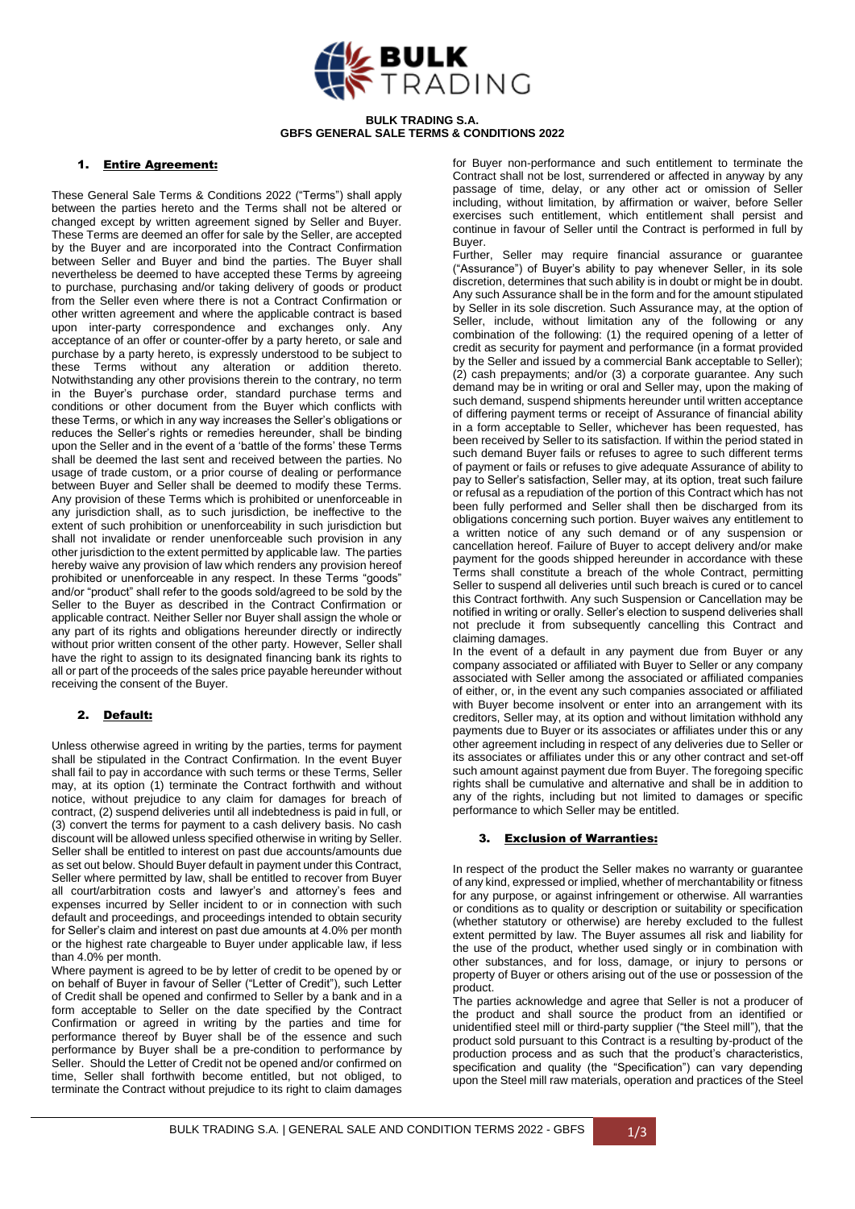**BULK TRADING S.A.**
**GBFS GENERAL SALE TERMS & CONDITIONS 2022**

## 1. Entire Agreement:

These General Sale Terms & Conditions 2022 ("Terms") shall apply between the parties hereto and the Terms shall not be altered or changed except by written agreement signed by Seller and Buyer. These Terms are deemed an offer for sale by the Seller, are accepted by the Buyer and are incorporated into the Contract Confirmation between Seller and Buyer and bind the parties. The Buyer shall nevertheless be deemed to have accepted these Terms by agreeing to purchase, purchasing and/or taking delivery of goods or product from the Seller even where there is not a Contract Confirmation or other written agreement and where the applicable contract is based upon inter-party correspondence and exchanges only. Any acceptance of an offer or counter-offer by a party hereto, or sale and purchase by a party hereto, is expressly understood to be subject to these Terms without any alteration or addition thereto. Notwithstanding any other provisions therein to the contrary, no term in the Buyer's purchase order, standard purchase terms and conditions or other document from the Buyer which conflicts with these Terms, or which in any way increases the Seller's obligations or reduces the Seller's rights or remedies hereunder, shall be binding upon the Seller and in the event of a 'battle of the forms' these Terms shall be deemed the last sent and received between the parties. No usage of trade custom, or a prior course of dealing or performance between Buyer and Seller shall be deemed to modify these Terms. Any provision of these Terms which is prohibited or unenforceable in any jurisdiction shall, as to such jurisdiction, be ineffective to the extent of such prohibition or unenforceability in such jurisdiction but shall not invalidate or render unenforceable such provision in any other jurisdiction to the extent permitted by applicable law. The parties hereby waive any provision of law which renders any provision hereof prohibited or unenforceable in any respect. In these Terms "goods" and/or "product" shall refer to the goods sold/agreed to be sold by the Seller to the Buyer as described in the Contract Confirmation or applicable contract. Neither Seller nor Buyer shall assign the whole or any part of its rights and obligations hereunder directly or indirectly without prior written consent of the other party. However, Seller shall have the right to assign to its designated financing bank its rights to all or part of the proceeds of the sales price payable hereunder without receiving the consent of the Buyer.

## 2. Default:

Unless otherwise agreed in writing by the parties, terms for payment shall be stipulated in the Contract Confirmation. In the event Buyer shall fail to pay in accordance with such terms or these Terms, Seller may, at its option (1) terminate the Contract forthwith and without notice, without prejudice to any claim for damages for breach of contract, (2) suspend deliveries until all indebtedness is paid in full, or (3) convert the terms for payment to a cash delivery basis. No cash discount will be allowed unless specified otherwise in writing by Seller. Seller shall be entitled to interest on past due accounts/amounts due as set out below. Should Buyer default in payment under this Contract, Seller where permitted by law, shall be entitled to recover from Buyer all court/arbitration costs and lawyer's and attorney's fees and expenses incurred by Seller incident to or in connection with such default and proceedings, and proceedings intended to obtain security for Seller's claim and interest on past due amounts at 4.0% per month or the highest rate chargeable to Buyer under applicable law, if less than 4.0% per month.

Where payment is agreed to be by letter of credit to be opened by or on behalf of Buyer in favour of Seller ("Letter of Credit"), such Letter of Credit shall be opened and confirmed to Seller by a bank and in a form acceptable to Seller on the date specified by the Contract Confirmation or agreed in writing by the parties and time for performance thereof by Buyer shall be of the essence and such performance by Buyer shall be a pre-condition to performance by Seller. Should the Letter of Credit not be opened and/or confirmed on time, Seller shall forthwith become entitled, but not obliged, to terminate the Contract without prejudice to its right to claim damages for Buyer non-performance and such entitlement to terminate the Contract shall not be lost, surrendered or affected in anyway by any passage of time, delay, or any other act or omission of Seller including, without limitation, by affirmation or waiver, before Seller exercises such entitlement, which entitlement shall persist and continue in favour of Seller until the Contract is performed in full by Buyer.

Further, Seller may require financial assurance or guarantee ("Assurance") of Buyer's ability to pay whenever Seller, in its sole discretion, determines that such ability is in doubt or might be in doubt. Any such Assurance shall be in the form and for the amount stipulated by Seller in its sole discretion. Such Assurance may, at the option of Seller, include, without limitation any of the following or any combination of the following: (1) the required opening of a letter of credit as security for payment and performance (in a format provided by the Seller and issued by a commercial Bank acceptable to Seller); (2) cash prepayments; and/or (3) a corporate guarantee. Any such demand may be in writing or oral and Seller may, upon the making of such demand, suspend shipments hereunder until written acceptance of differing payment terms or receipt of Assurance of financial ability in a form acceptable to Seller, whichever has been requested, has been received by Seller to its satisfaction. If within the period stated in such demand Buyer fails or refuses to agree to such different terms of payment or fails or refuses to give adequate Assurance of ability to pay to Seller's satisfaction, Seller may, at its option, treat such failure or refusal as a repudiation of the portion of this Contract which has not been fully performed and Seller shall then be discharged from its obligations concerning such portion. Buyer waives any entitlement to a written notice of any such demand or of any suspension or cancellation hereof. Failure of Buyer to accept delivery and/or make payment for the goods shipped hereunder in accordance with these Terms shall constitute a breach of the whole Contract, permitting Seller to suspend all deliveries until such breach is cured or to cancel this Contract forthwith. Any such Suspension or Cancellation may be notified in writing or orally. Seller's election to suspend deliveries shall not preclude it from subsequently cancelling this Contract and claiming damages.

In the event of a default in any payment due from Buyer or any company associated or affiliated with Buyer to Seller or any company associated with Seller among the associated or affiliated companies of either, or, in the event any such companies associated or affiliated with Buyer become insolvent or enter into an arrangement with its creditors, Seller may, at its option and without limitation withhold any payments due to Buyer or its associates or affiliates under this or any other agreement including in respect of any deliveries due to Seller or its associates or affiliates under this or any other contract and set-off such amount against payment due from Buyer. The foregoing specific rights shall be cumulative and alternative and shall be in addition to any of the rights, including but not limited to damages or specific performance to which Seller may be entitled.

## 3. Exclusion of Warranties:

In respect of the product the Seller makes no warranty or guarantee of any kind, expressed or implied, whether of merchantability or fitness for any purpose, or against infringement or otherwise. All warranties or conditions as to quality or description or suitability or specification (whether statutory or otherwise) are hereby excluded to the fullest extent permitted by law. The Buyer assumes all risk and liability for the use of the product, whether used singly or in combination with other substances, and for loss, damage, or injury to persons or property of Buyer or others arising out of the use or possession of the product.

The parties acknowledge and agree that Seller is not a producer of the product and shall source the product from an identified or unidentified steel mill or third-party supplier ("the Steel mill"), that the product sold pursuant to this Contract is a resulting by-product of the production process and as such that the product's characteristics, specification and quality (the "Specification") can vary depending upon the Steel mill raw materials, operation and practices of the Steel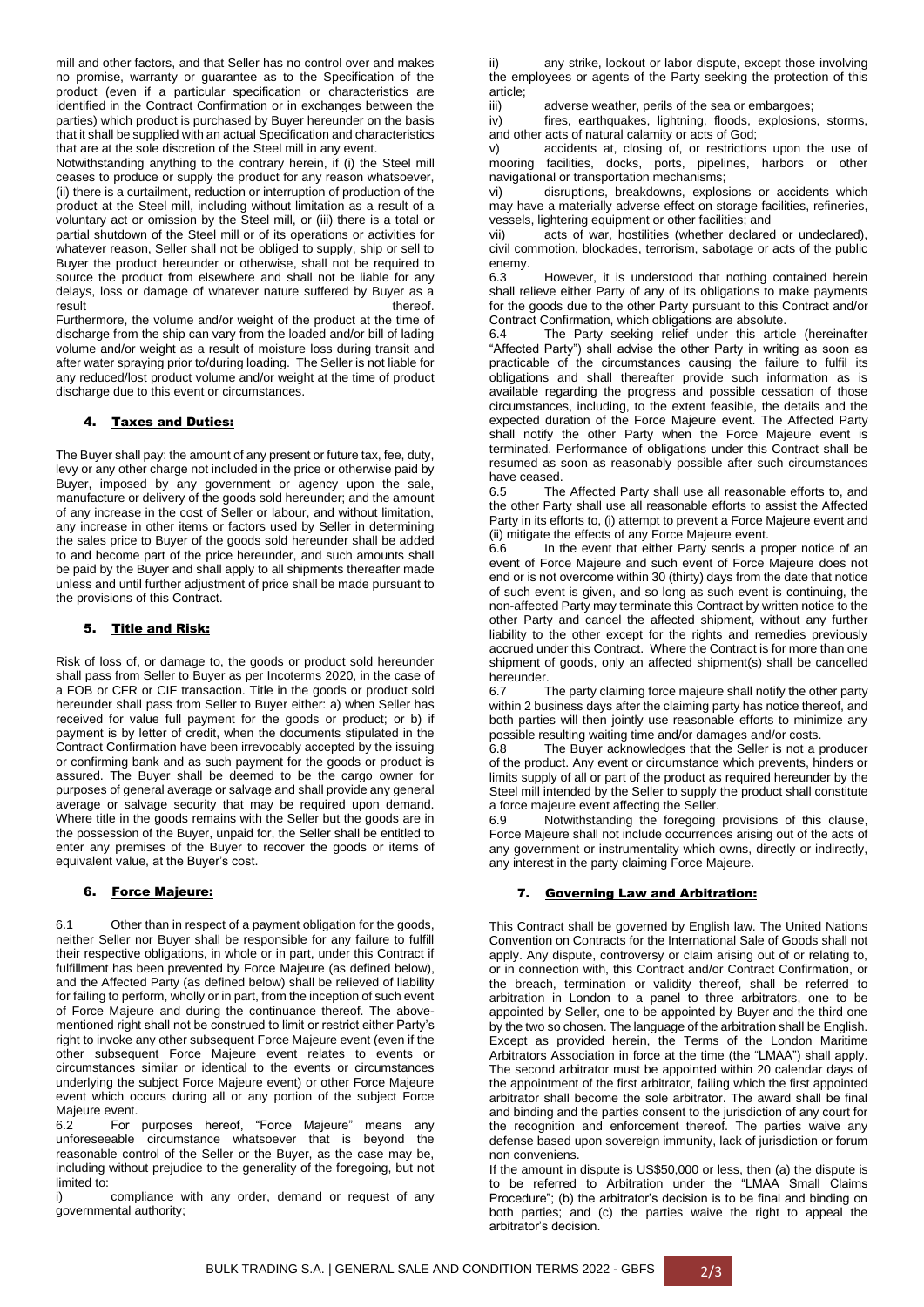mill and other factors, and that Seller has no control over and makes no promise, warranty or guarantee as to the Specification of the product (even if a particular specification or characteristics are identified in the Contract Confirmation or in exchanges between the parties) which product is purchased by Buyer hereunder on the basis that it shall be supplied with an actual Specification and characteristics that are at the sole discretion of the Steel mill in any event.

Notwithstanding anything to the contrary herein, if (i) the Steel mill ceases to produce or supply the product for any reason whatsoever, (ii) there is a curtailment, reduction or interruption of production of the product at the Steel mill, including without limitation as a result of a voluntary act or omission by the Steel mill, or (iii) there is a total or partial shutdown of the Steel mill or of its operations or activities for whatever reason, Seller shall not be obliged to supply, ship or sell to Buyer the product hereunder or otherwise, shall not be required to source the product from elsewhere and shall not be liable for any delays, loss or damage of whatever nature suffered by Buyer as a result thereof.

Furthermore, the volume and/or weight of the product at the time of discharge from the ship can vary from the loaded and/or bill of lading volume and/or weight as a result of moisture loss during transit and after water spraying prior to/during loading. The Seller is not liable for any reduced/lost product volume and/or weight at the time of product discharge due to this event or circumstances.

## 4. Taxes and Duties:

The Buyer shall pay: the amount of any present or future tax, fee, duty, levy or any other charge not included in the price or otherwise paid by Buyer, imposed by any government or agency upon the sale, manufacture or delivery of the goods sold hereunder; and the amount of any increase in the cost of Seller or labour, and without limitation, any increase in other items or factors used by Seller in determining the sales price to Buyer of the goods sold hereunder shall be added to and become part of the price hereunder, and such amounts shall be paid by the Buyer and shall apply to all shipments thereafter made unless and until further adjustment of price shall be made pursuant to the provisions of this Contract.

## 5. Title and Risk:

Risk of loss of, or damage to, the goods or product sold hereunder shall pass from Seller to Buyer as per Incoterms 2020, in the case of a FOB or CFR or CIF transaction. Title in the goods or product sold hereunder shall pass from Seller to Buyer either: a) when Seller has received for value full payment for the goods or product; or b) if payment is by letter of credit, when the documents stipulated in the Contract Confirmation have been irrevocably accepted by the issuing or confirming bank and as such payment for the goods or product is assured. The Buyer shall be deemed to be the cargo owner for purposes of general average or salvage and shall provide any general average or salvage security that may be required upon demand. Where title in the goods remains with the Seller but the goods are in the possession of the Buyer, unpaid for, the Seller shall be entitled to enter any premises of the Buyer to recover the goods or items of equivalent value, at the Buyer's cost.

## 6. Force Majeure:

6.1 Other than in respect of a payment obligation for the goods, neither Seller nor Buyer shall be responsible for any failure to fulfill their respective obligations, in whole or in part, under this Contract if fulfillment has been prevented by Force Majeure (as defined below), and the Affected Party (as defined below) shall be relieved of liability for failing to perform, wholly or in part, from the inception of such event of Force Majeure and during the continuance thereof. The above-mentioned right shall not be construed to limit or restrict either Party's right to invoke any other subsequent Force Majeure event (even if the other subsequent Force Majeure event relates to events or circumstances similar or identical to the events or circumstances underlying the subject Force Majeure event) or other Force Majeure event which occurs during all or any portion of the subject Force Majeure event.

6.2 For purposes hereof, "Force Majeure" means any unforeseeable circumstance whatsoever that is beyond the reasonable control of the Seller or the Buyer, as the case may be, including without prejudice to the generality of the foregoing, but not limited to:

i) compliance with any order, demand or request of any governmental authority;

ii) any strike, lockout or labor dispute, except those involving the employees or agents of the Party seeking the protection of this article;

iii) adverse weather, perils of the sea or embargoes;

iv) fires, earthquakes, lightning, floods, explosions, storms, and other acts of natural calamity or acts of God;

v) accidents at, closing of, or restrictions upon the use of mooring facilities, docks, ports, pipelines, harbors or other navigational or transportation mechanisms;

vi) disruptions, breakdowns, explosions or accidents which may have a materially adverse effect on storage facilities, refineries, vessels, lightering equipment or other facilities; and

vii) acts of war, hostilities (whether declared or undeclared), civil commotion, blockades, terrorism, sabotage or acts of the public enemy.

6.3 However, it is understood that nothing contained herein shall relieve either Party of any of its obligations to make payments for the goods due to the other Party pursuant to this Contract and/or Contract Confirmation, which obligations are absolute.

6.4 The Party seeking relief under this article (hereinafter "Affected Party") shall advise the other Party in writing as soon as practicable of the circumstances causing the failure to fulfil its obligations and shall thereafter provide such information as is available regarding the progress and possible cessation of those circumstances, including, to the extent feasible, the details and the expected duration of the Force Majeure event. The Affected Party shall notify the other Party when the Force Majeure event is terminated. Performance of obligations under this Contract shall be resumed as soon as reasonably possible after such circumstances have ceased.

6.5 The Affected Party shall use all reasonable efforts to, and the other Party shall use all reasonable efforts to assist the Affected Party in its efforts to, (i) attempt to prevent a Force Majeure event and (ii) mitigate the effects of any Force Majeure event.

6.6 In the event that either Party sends a proper notice of an event of Force Majeure and such event of Force Majeure does not end or is not overcome within 30 (thirty) days from the date that notice of such event is given, and so long as such event is continuing, the non-affected Party may terminate this Contract by written notice to the other Party and cancel the affected shipment, without any further liability to the other except for the rights and remedies previously accrued under this Contract. Where the Contract is for more than one shipment of goods, only an affected shipment(s) shall be cancelled hereunder.

6.7 The party claiming force majeure shall notify the other party within 2 business days after the claiming party has notice thereof, and both parties will then jointly use reasonable efforts to minimize any possible resulting waiting time and/or damages and/or costs.

6.8 The Buyer acknowledges that the Seller is not a producer of the product. Any event or circumstance which prevents, hinders or limits supply of all or part of the product as required hereunder by the Steel mill intended by the Seller to supply the product shall constitute a force majeure event affecting the Seller.

6.9 Notwithstanding the foregoing provisions of this clause, Force Majeure shall not include occurrences arising out of the acts of any government or instrumentality which owns, directly or indirectly, any interest in the party claiming Force Majeure.

## 7. Governing Law and Arbitration:

This Contract shall be governed by English law. The United Nations Convention on Contracts for the International Sale of Goods shall not apply. Any dispute, controversy or claim arising out of or relating to, or in connection with, this Contract and/or Contract Confirmation, or the breach, termination or validity thereof, shall be referred to arbitration in London to a panel to three arbitrators, one to be appointed by Seller, one to be appointed by Buyer and the third one by the two so chosen. The language of the arbitration shall be English. Except as provided herein, the Terms of the London Maritime Arbitrators Association in force at the time (the "LMAA") shall apply. The second arbitrator must be appointed within 20 calendar days of the appointment of the first arbitrator, failing which the first appointed arbitrator shall become the sole arbitrator. The award shall be final and binding and the parties consent to the jurisdiction of any court for the recognition and enforcement thereof. The parties waive any defense based upon sovereign immunity, lack of jurisdiction or forum non conveniens.

If the amount in dispute is US$50,000 or less, then (a) the dispute is to be referred to Arbitration under the "LMAA Small Claims Procedure"; (b) the arbitrator's decision is to be final and binding on both parties; and (c) the parties waive the right to appeal the arbitrator's decision.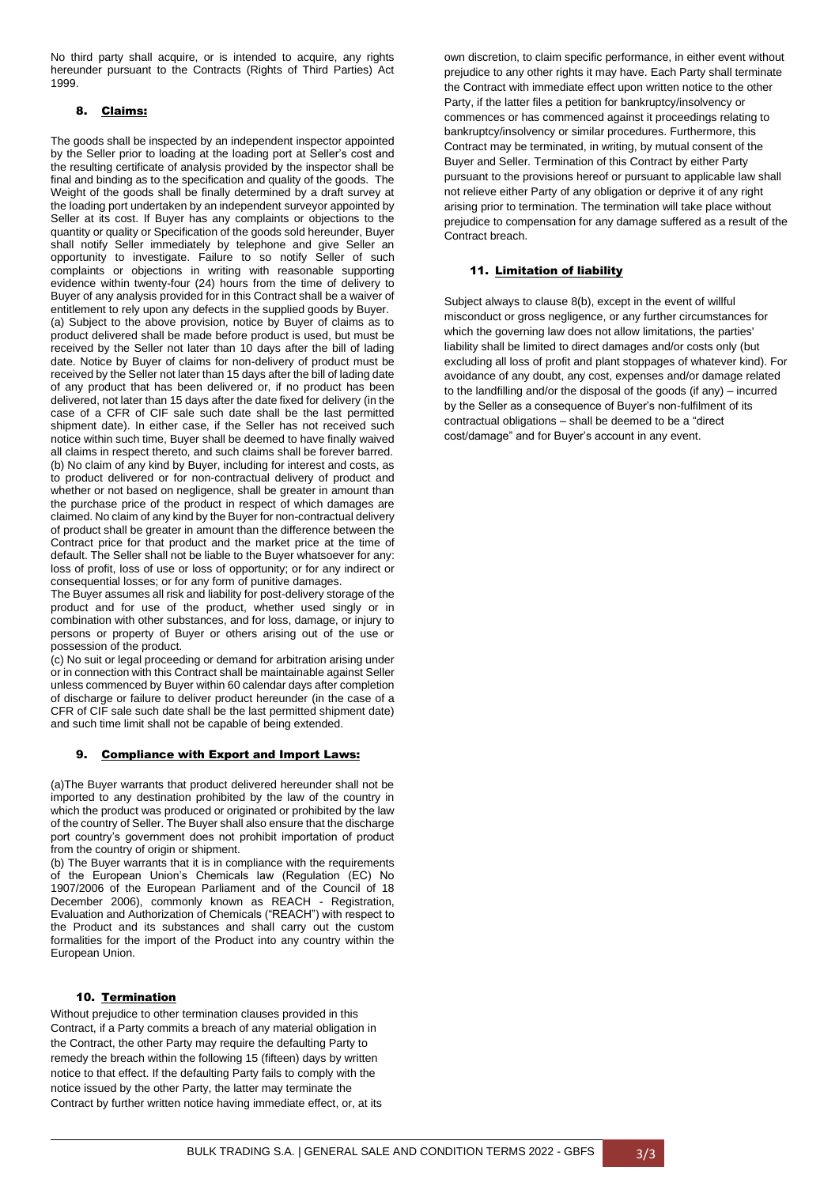No third party shall acquire, or is intended to acquire, any rights hereunder pursuant to the Contracts (Rights of Third Parties) Act 1999.

## 8. Claims:

The goods shall be inspected by an independent inspector appointed by the Seller prior to loading at the loading port at Seller's cost and the resulting certificate of analysis provided by the inspector shall be final and binding as to the specification and quality of the goods. The Weight of the goods shall be finally determined by a draft survey at the loading port undertaken by an independent surveyor appointed by Seller at its cost. If Buyer has any complaints or objections to the quantity or quality or Specification of the goods sold hereunder, Buyer shall notify Seller immediately by telephone and give Seller an opportunity to investigate. Failure to so notify Seller of such complaints or objections in writing with reasonable supporting evidence within twenty-four (24) hours from the time of delivery to Buyer of any analysis provided for in this Contract shall be a waiver of entitlement to rely upon any defects in the supplied goods by Buyer.

(a) Subject to the above provision, notice by Buyer of claims as to product delivered shall be made before product is used, but must be received by the Seller not later than 10 days after the bill of lading date. Notice by Buyer of claims for non-delivery of product must be received by the Seller not later than 15 days after the bill of lading date of any product that has been delivered or, if no product has been delivered, not later than 15 days after the date fixed for delivery (in the case of a CFR of CIF sale such date shall be the last permitted shipment date). In either case, if the Seller has not received such notice within such time, Buyer shall be deemed to have finally waived all claims in respect thereto, and such claims shall be forever barred.

(b) No claim of any kind by Buyer, including for interest and costs, as to product delivered or for non-contractual delivery of product and whether or not based on negligence, shall be greater in amount than the purchase price of the product in respect of which damages are claimed. No claim of any kind by the Buyer for non-contractual delivery of product shall be greater in amount than the difference between the Contract price for that product and the market price at the time of default. The Seller shall not be liable to the Buyer whatsoever for any: loss of profit, loss of use or loss of opportunity; or for any indirect or consequential losses; or for any form of punitive damages.

The Buyer assumes all risk and liability for post-delivery storage of the product and for use of the product, whether used singly or in combination with other substances, and for loss, damage, or injury to persons or property of Buyer or others arising out of the use or possession of the product.

(c) No suit or legal proceeding or demand for arbitration arising under or in connection with this Contract shall be maintainable against Seller unless commenced by Buyer within 60 calendar days after completion of discharge or failure to deliver product hereunder (in the case of a CFR of CIF sale such date shall be the last permitted shipment date) and such time limit shall not be capable of being extended.

## 9. Compliance with Export and Import Laws:

(a)The Buyer warrants that product delivered hereunder shall not be imported to any destination prohibited by the law of the country in which the product was produced or originated or prohibited by the law of the country of Seller. The Buyer shall also ensure that the discharge port country's government does not prohibit importation of product from the country of origin or shipment.

(b) The Buyer warrants that it is in compliance with the requirements of the European Union's Chemicals law (Regulation (EC) No 1907/2006 of the European Parliament and of the Council of 18 December 2006), commonly known as REACH - Registration, Evaluation and Authorization of Chemicals ("REACH") with respect to the Product and its substances and shall carry out the custom formalities for the import of the Product into any country within the European Union.

## 10. Termination

Without prejudice to other termination clauses provided in this Contract, if a Party commits a breach of any material obligation in the Contract, the other Party may require the defaulting Party to remedy the breach within the following 15 (fifteen) days by written notice to that effect. If the defaulting Party fails to comply with the notice issued by the other Party, the latter may terminate the Contract by further written notice having immediate effect, or, at its own discretion, to claim specific performance, in either event without prejudice to any other rights it may have. Each Party shall terminate the Contract with immediate effect upon written notice to the other Party, if the latter files a petition for bankruptcy/insolvency or commences or has commenced against it proceedings relating to bankruptcy/insolvency or similar procedures. Furthermore, this Contract may be terminated, in writing, by mutual consent of the Buyer and Seller. Termination of this Contract by either Party pursuant to the provisions hereof or pursuant to applicable law shall not relieve either Party of any obligation or deprive it of any right arising prior to termination. The termination will take place without prejudice to compensation for any damage suffered as a result of the Contract breach.

## 11. Limitation of liability

Subject always to clause 8(b), except in the event of willful misconduct or gross negligence, or any further circumstances for which the governing law does not allow limitations, the parties' liability shall be limited to direct damages and/or costs only (but excluding all loss of profit and plant stoppages of whatever kind). For avoidance of any doubt, any cost, expenses and/or damage related to the landfilling and/or the disposal of the goods (if any) – incurred by the Seller as a consequence of Buyer's non-fulfilment of its contractual obligations – shall be deemed to be a "direct cost/damage" and for Buyer's account in any event.